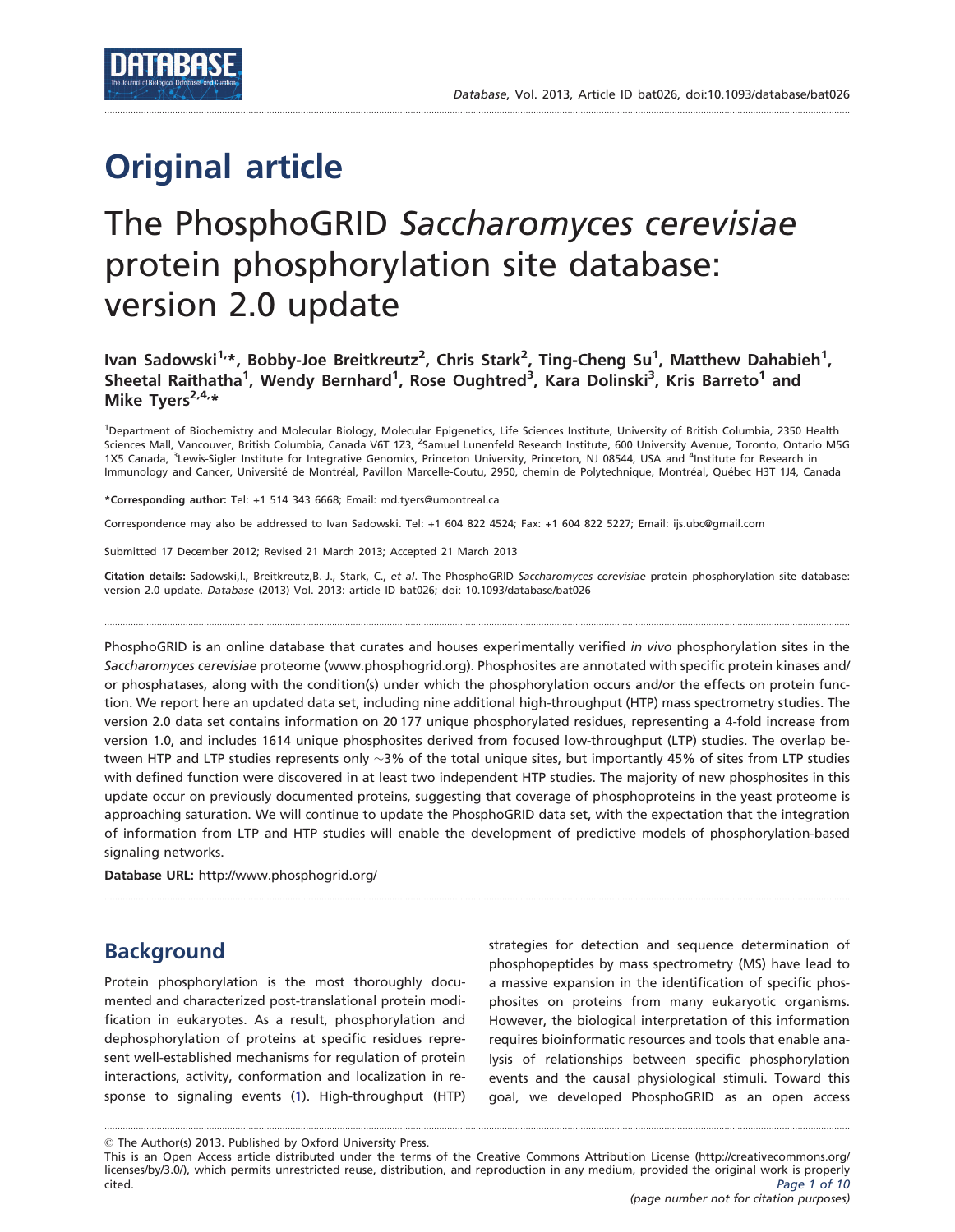# Original article

# The PhosphoGRID *Saccharomyces cerevisiae* protein phosphorylation site database: version 2.0 update

**Ivan Sadowski[1,*], Bobby-Joe Breitkreutz[2], Chris Stark[2], Ting-Cheng Su[1], Matthew Dahabieh[1], Sheetal Raithatha[1], Wendy Bernhard[1], Rose Oughtred[3], Kara Dolinski[3], Kris Barreto[1] and Mike Tyers[2,4,*]**

[1]Department of Biochemistry and Molecular Biology, Molecular Epigenetics, Life Sciences Institute, University of British Columbia, 2350 Health Sciences Mall, Vancouver, British Columbia, Canada V6T 1Z3, [2]Samuel Lunenfeld Research Institute, 600 University Avenue, Toronto, Ontario M5G 1X5 Canada, [3]Lewis-Sigler Institute for Integrative Genomics, Princeton University, Princeton, NJ 08544, USA and [4]Institute for Research in Immunology and Cancer, Université de Montréal, Pavillon Marcelle-Coutu, 2950, chemin de Polytechnique, Montréal, Québec H3T 1J4, Canada

**\*Corresponding author:** Tel: +1 514 343 6668; Email: md.tyers@umontreal.ca

Correspondence may also be addressed to Ivan Sadowski. Tel: +1 604 822 4524; Fax: +1 604 822 5227; Email: ijs.ubc@gmail.com

Submitted 17 December 2012; Revised 21 March 2013; Accepted 21 March 2013

**Citation details:** Sadowski,I., Breitkreutz,B.-J., Stark, C., *et al*. The PhosphoGRID *Saccharomyces cerevisiae* protein phosphorylation site database: version 2.0 update. *Database* (2013) Vol. 2013: article ID bat026; doi: 10.1093/database/bat026

PhosphoGRID is an online database that curates and houses experimentally verified *in vivo* phosphorylation sites in the *Saccharomyces cerevisiae* proteome (www.phosphogrid.org). Phosphosites are annotated with specific protein kinases and/or phosphatases, along with the condition(s) under which the phosphorylation occurs and/or the effects on protein function. We report here an updated data set, including nine additional high-throughput (HTP) mass spectrometry studies. The version 2.0 data set contains information on 20 177 unique phosphorylated residues, representing a 4-fold increase from version 1.0, and includes 1614 unique phosphosites derived from focused low-throughput (LTP) studies. The overlap between HTP and LTP studies represents only ~3% of the total unique sites, but importantly 45% of sites from LTP studies with defined function were discovered in at least two independent HTP studies. The majority of new phosphosites in this update occur on previously documented proteins, suggesting that coverage of phosphoproteins in the yeast proteome is approaching saturation. We will continue to update the PhosphoGRID data set, with the expectation that the integration of information from LTP and HTP studies will enable the development of predictive models of phosphorylation-based signaling networks.

**Database URL:** http://www.phosphogrid.org/

## Background

Protein phosphorylation is the most thoroughly documented and characterized post-translational protein modification in eukaryotes. As a result, phosphorylation and dephosphorylation of proteins at specific residues represent well-established mechanisms for regulation of protein interactions, activity, conformation and localization in response to signaling events (1). High-throughput (HTP) strategies for detection and sequence determination of phosphopeptides by mass spectrometry (MS) have lead to a massive expansion in the identification of specific phosphosites on proteins from many eukaryotic organisms. However, the biological interpretation of this information requires bioinformatic resources and tools that enable analysis of relationships between specific phosphorylation events and the causal physiological stimuli. Toward this goal, we developed PhosphoGRID as an open access

© The Author(s) 2013. Published by Oxford University Press.
This is an Open Access article distributed under the terms of the Creative Commons Attribution License (http://creativecommons.org/licenses/by/3.0/), which permits unrestricted reuse, distribution, and reproduction in any medium, provided the original work is properly cited.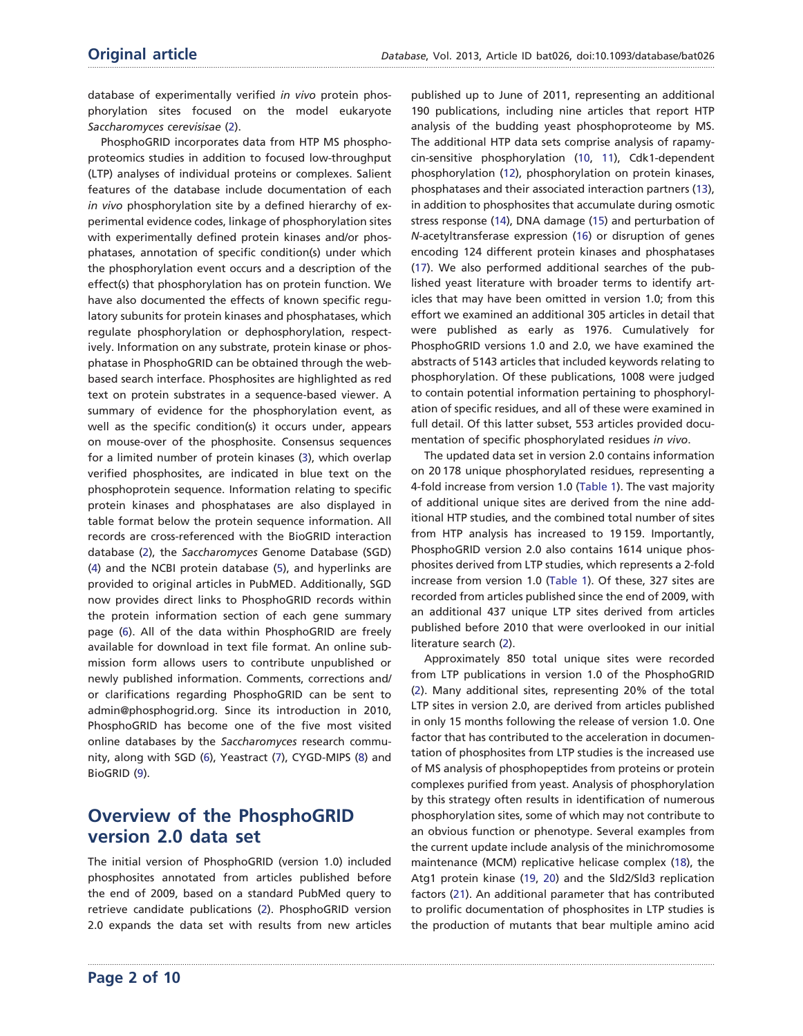database of experimentally verified *in vivo* protein phosphorylation sites focused on the model eukaryote *Saccharomyces cerevisisae* (2).

PhosphoGRID incorporates data from HTP MS phosphoproteomics studies in addition to focused low-throughput (LTP) analyses of individual proteins or complexes. Salient features of the database include documentation of each *in vivo* phosphorylation site by a defined hierarchy of experimental evidence codes, linkage of phosphorylation sites with experimentally defined protein kinases and/or phosphatases, annotation of specific condition(s) under which the phosphorylation event occurs and a description of the effect(s) that phosphorylation has on protein function. We have also documented the effects of known specific regulatory subunits for protein kinases and phosphatases, which regulate phosphorylation or dephosphorylation, respectively. Information on any substrate, protein kinase or phosphatase in PhosphoGRID can be obtained through the web-based search interface. Phosphosites are highlighted as red text on protein substrates in a sequence-based viewer. A summary of evidence for the phosphorylation event, as well as the specific condition(s) it occurs under, appears on mouse-over of the phosphosite. Consensus sequences for a limited number of protein kinases (3), which overlap verified phosphosites, are indicated in blue text on the phosphoprotein sequence. Information relating to specific protein kinases and phosphatases are also displayed in table format below the protein sequence information. All records are cross-referenced with the BioGRID interaction database (2), the *Saccharomyces* Genome Database (SGD) (4) and the NCBI protein database (5), and hyperlinks are provided to original articles in PubMED. Additionally, SGD now provides direct links to PhosphoGRID records within the protein information section of each gene summary page (6). All of the data within PhosphoGRID are freely available for download in text file format. An online submission form allows users to contribute unpublished or newly published information. Comments, corrections and/or clarifications regarding PhosphoGRID can be sent to admin@phosphogrid.org. Since its introduction in 2010, PhosphoGRID has become one of the five most visited online databases by the *Saccharomyces* research community, along with SGD (6), Yeastract (7), CYGD-MIPS (8) and BioGRID (9).

## Overview of the PhosphoGRID version 2.0 data set

The initial version of PhosphoGRID (version 1.0) included phosphosites annotated from articles published before the end of 2009, based on a standard PubMed query to retrieve candidate publications (2). PhosphoGRID version 2.0 expands the data set with results from new articles published up to June of 2011, representing an additional 190 publications, including nine articles that report HTP analysis of the budding yeast phosphoproteome by MS. The additional HTP data sets comprise analysis of rapamycin-sensitive phosphorylation (10, 11), Cdk1-dependent phosphorylation (12), phosphorylation on protein kinases, phosphatases and their associated interaction partners (13), in addition to phosphosites that accumulate during osmotic stress response (14), DNA damage (15) and perturbation of *N*-acetyltransferase expression (16) or disruption of genes encoding 124 different protein kinases and phosphatases (17). We also performed additional searches of the published yeast literature with broader terms to identify articles that may have been omitted in version 1.0; from this effort we examined an additional 305 articles in detail that were published as early as 1976. Cumulatively for PhosphoGRID versions 1.0 and 2.0, we have examined the abstracts of 5143 articles that included keywords relating to phosphorylation. Of these publications, 1008 were judged to contain potential information pertaining to phosphorylation of specific residues, and all of these were examined in full detail. Of this latter subset, 553 articles provided documentation of specific phosphorylated residues *in vivo*.

The updated data set in version 2.0 contains information on 20 178 unique phosphorylated residues, representing a 4-fold increase from version 1.0 (Table 1). The vast majority of additional unique sites are derived from the nine additional HTP studies, and the combined total number of sites from HTP analysis has increased to 19 159. Importantly, PhosphoGRID version 2.0 also contains 1614 unique phosphosites derived from LTP studies, which represents a 2-fold increase from version 1.0 (Table 1). Of these, 327 sites are recorded from articles published since the end of 2009, with an additional 437 unique LTP sites derived from articles published before 2010 that were overlooked in our initial literature search (2).

Approximately 850 total unique sites were recorded from LTP publications in version 1.0 of the PhosphoGRID (2). Many additional sites, representing 20% of the total LTP sites in version 2.0, are derived from articles published in only 15 months following the release of version 1.0. One factor that has contributed to the acceleration in documentation of phosphosites from LTP studies is the increased use of MS analysis of phosphopeptides from proteins or protein complexes purified from yeast. Analysis of phosphorylation by this strategy often results in identification of numerous phosphorylation sites, some of which may not contribute to an obvious function or phenotype. Several examples from the current update include analysis of the minichromosome maintenance (MCM) replicative helicase complex (18), the Atg1 protein kinase (19, 20) and the Sld2/Sld3 replication factors (21). An additional parameter that has contributed to prolific documentation of phosphosites in LTP studies is the production of mutants that bear multiple amino acid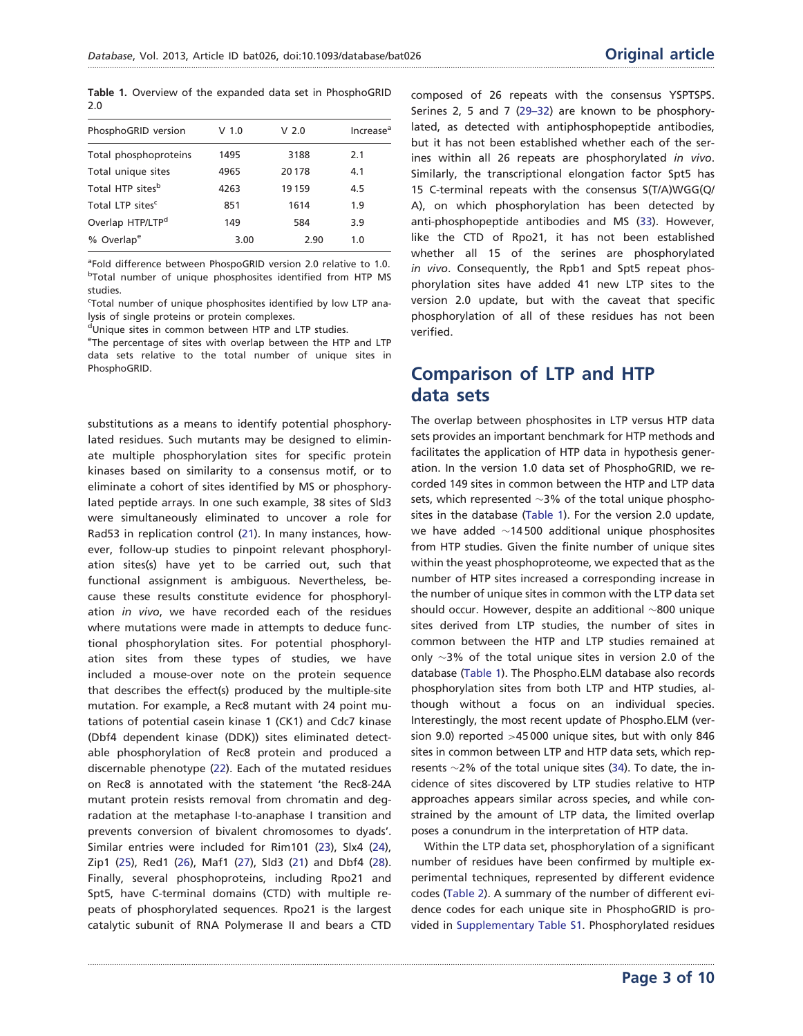**Table 1.** Overview of the expanded data set in PhosphoGRID 2.0

| PhosphoGRID version | V 1.0 | V 2.0 | Increase[a] |
|---|---|---|---|
| Total phosphoproteins | 1495 | 3188 | 2.1 |
| Total unique sites | 4965 | 20 178 | 4.1 |
| Total HTP sites[b] | 4263 | 19 159 | 4.5 |
| Total LTP sites[c] | 851 | 1614 | 1.9 |
| Overlap HTP/LTP[d] | 149 | 584 | 3.9 |
| % Overlap[e] | 3.00 | 2.90 | 1.0 |

[a]Fold difference between PhospoGRID version 2.0 relative to 1.0.
[b]Total number of unique phosphosites identified from HTP MS studies.
[c]Total number of unique phosphosites identified by low LTP analysis of single proteins or protein complexes.
[d]Unique sites in common between HTP and LTP studies.
[e]The percentage of sites with overlap between the HTP and LTP data sets relative to the total number of unique sites in PhosphoGRID.

substitutions as a means to identify potential phosphorylated residues. Such mutants may be designed to eliminate multiple phosphorylation sites for specific protein kinases based on similarity to a consensus motif, or to eliminate a cohort of sites identified by MS or phosphorylated peptide arrays. In one such example, 38 sites of Sld3 were simultaneously eliminated to uncover a role for Rad53 in replication control (21). In many instances, however, follow-up studies to pinpoint relevant phosphorylation sites(s) have yet to be carried out, such that functional assignment is ambiguous. Nevertheless, because these results constitute evidence for phosphorylation *in vivo*, we have recorded each of the residues where mutations were made in attempts to deduce functional phosphorylation sites. For potential phosphorylation sites from these types of studies, we have included a mouse-over note on the protein sequence that describes the effect(s) produced by the multiple-site mutation. For example, a Rec8 mutant with 24 point mutations of potential casein kinase 1 (CK1) and Cdc7 kinase (Dbf4 dependent kinase (DDK)) sites eliminated detectable phosphorylation of Rec8 protein and produced a discernable phenotype (22). Each of the mutated residues on Rec8 is annotated with the statement 'the Rec8-24A mutant protein resists removal from chromatin and degradation at the metaphase I-to-anaphase I transition and prevents conversion of bivalent chromosomes to dyads'. Similar entries were included for Rim101 (23), Slx4 (24), Zip1 (25), Red1 (26), Maf1 (27), Sld3 (21) and Dbf4 (28). Finally, several phosphoproteins, including Rpo21 and Spt5, have C-terminal domains (CTD) with multiple repeats of phosphorylated sequences. Rpo21 is the largest catalytic subunit of RNA Polymerase II and bears a CTD composed of 26 repeats with the consensus YSPTSPS. Serines 2, 5 and 7 (29–32) are known to be phosphorylated, as detected with antiphosphopeptide antibodies, but it has not been established whether each of the serines within all 26 repeats are phosphorylated *in vivo*. Similarly, the transcriptional elongation factor Spt5 has 15 C-terminal repeats with the consensus S(T/A)WGG(Q/A), on which phosphorylation has been detected by anti-phosphopeptide antibodies and MS (33). However, like the CTD of Rpo21, it has not been established whether all 15 of the serines are phosphorylated *in vivo*. Consequently, the Rpb1 and Spt5 repeat phosphorylation sites have added 41 new LTP sites to the version 2.0 update, but with the caveat that specific phosphorylation of all of these residues has not been verified.

## Comparison of LTP and HTP data sets

The overlap between phosphosites in LTP versus HTP data sets provides an important benchmark for HTP methods and facilitates the application of HTP data in hypothesis generation. In the version 1.0 data set of PhosphoGRID, we recorded 149 sites in common between the HTP and LTP data sets, which represented ~3% of the total unique phosphosites in the database (Table 1). For the version 2.0 update, we have added ~14 500 additional unique phosphosites from HTP studies. Given the finite number of unique sites within the yeast phosphoproteome, we expected that as the number of HTP sites increased a corresponding increase in the number of unique sites in common with the LTP data set should occur. However, despite an additional ~800 unique sites derived from LTP studies, the number of sites in common between the HTP and LTP studies remained at only ~3% of the total unique sites in version 2.0 of the database (Table 1). The Phospho.ELM database also records phosphorylation sites from both LTP and HTP studies, although without a focus on an individual species. Interestingly, the most recent update of Phospho.ELM (version 9.0) reported >45 000 unique sites, but with only 846 sites in common between LTP and HTP data sets, which represents ~2% of the total unique sites (34). To date, the incidence of sites discovered by LTP studies relative to HTP approaches appears similar across species, and while constrained by the amount of LTP data, the limited overlap poses a conundrum in the interpretation of HTP data.

Within the LTP data set, phosphorylation of a significant number of residues have been confirmed by multiple experimental techniques, represented by different evidence codes (Table 2). A summary of the number of different evidence codes for each unique site in PhosphoGRID is provided in Supplementary Table S1. Phosphorylated residues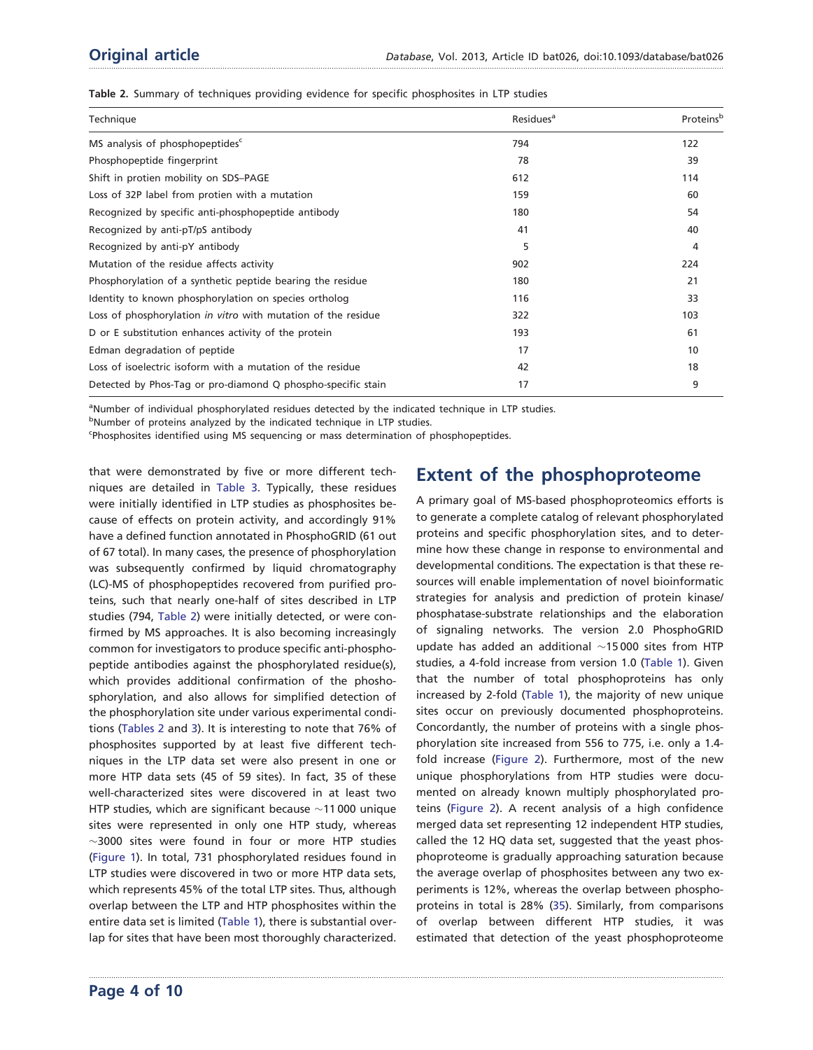**Table 2.** Summary of techniques providing evidence for specific phosphosites in LTP studies

| Technique | Residues[a] | Proteins[b] |
|---|---|---|
| MS analysis of phosphopeptides[c] | 794 | 122 |
| Phosphopeptide fingerprint | 78 | 39 |
| Shift in protien mobility on SDS–PAGE | 612 | 114 |
| Loss of 32P label from protien with a mutation | 159 | 60 |
| Recognized by specific anti-phosphopeptide antibody | 180 | 54 |
| Recognized by anti-pT/pS antibody | 41 | 40 |
| Recognized by anti-pY antibody | 5 | 4 |
| Mutation of the residue affects activity | 902 | 224 |
| Phosphorylation of a synthetic peptide bearing the residue | 180 | 21 |
| Identity to known phosphorylation on species ortholog | 116 | 33 |
| Loss of phosphorylation *in vitro* with mutation of the residue | 322 | 103 |
| D or E substitution enhances activity of the protein | 193 | 61 |
| Edman degradation of peptide | 17 | 10 |
| Loss of isoelectric isoform with a mutation of the residue | 42 | 18 |
| Detected by Phos-Tag or pro-diamond Q phospho-specific stain | 17 | 9 |

[a]Number of individual phosphorylated residues detected by the indicated technique in LTP studies.
[b]Number of proteins analyzed by the indicated technique in LTP studies.
[c]Phosphosites identified using MS sequencing or mass determination of phosphopeptides.

that were demonstrated by five or more different techniques are detailed in Table 3. Typically, these residues were initially identified in LTP studies as phosphosites because of effects on protein activity, and accordingly 91% have a defined function annotated in PhosphoGRID (61 out of 67 total). In many cases, the presence of phosphorylation was subsequently confirmed by liquid chromatography (LC)-MS of phosphopeptides recovered from purified proteins, such that nearly one-half of sites described in LTP studies (794, Table 2) were initially detected, or were confirmed by MS approaches. It is also becoming increasingly common for investigators to produce specific anti-phosphopeptide antibodies against the phosphorylated residue(s), which provides additional confirmation of the phososphorylation, and also allows for simplified detection of the phosphorylation site under various experimental conditions (Tables 2 and 3). It is interesting to note that 76% of phosphosites supported by at least five different techniques in the LTP data set were also present in one or more HTP data sets (45 of 59 sites). In fact, 35 of these well-characterized sites were discovered in at least two HTP studies, which are significant because ~11 000 unique sites were represented in only one HTP study, whereas ~3000 sites were found in four or more HTP studies (Figure 1). In total, 731 phosphorylated residues found in LTP studies were discovered in two or more HTP data sets, which represents 45% of the total LTP sites. Thus, although overlap between the LTP and HTP phosphosites within the entire data set is limited (Table 1), there is substantial overlap for sites that have been most thoroughly characterized.

## Extent of the phosphoproteome

A primary goal of MS-based phosphoproteomics efforts is to generate a complete catalog of relevant phosphorylated proteins and specific phosphorylation sites, and to determine how these change in response to environmental and developmental conditions. The expectation is that these resources will enable implementation of novel bioinformatic strategies for analysis and prediction of protein kinase/phosphatase-substrate relationships and the elaboration of signaling networks. The version 2.0 PhosphoGRID update has added an additional ~15 000 sites from HTP studies, a 4-fold increase from version 1.0 (Table 1). Given that the number of total phosphoproteins has only increased by 2-fold (Table 1), the majority of new unique sites occur on previously documented phosphoproteins. Concordantly, the number of proteins with a single phosphorylation site increased from 556 to 775, i.e. only a 1.4-fold increase (Figure 2). Furthermore, most of the new unique phosphorylations from HTP studies were documented on already known multiply phosphorylated proteins (Figure 2). A recent analysis of a high confidence merged data set representing 12 independent HTP studies, called the 12 HQ data set, suggested that the yeast phosphoproteome is gradually approaching saturation because the average overlap of phosphosites between any two experiments is 12%, whereas the overlap between phosphoproteins in total is 28% (35). Similarly, from comparisons of overlap between different HTP studies, it was estimated that detection of the yeast phosphoproteome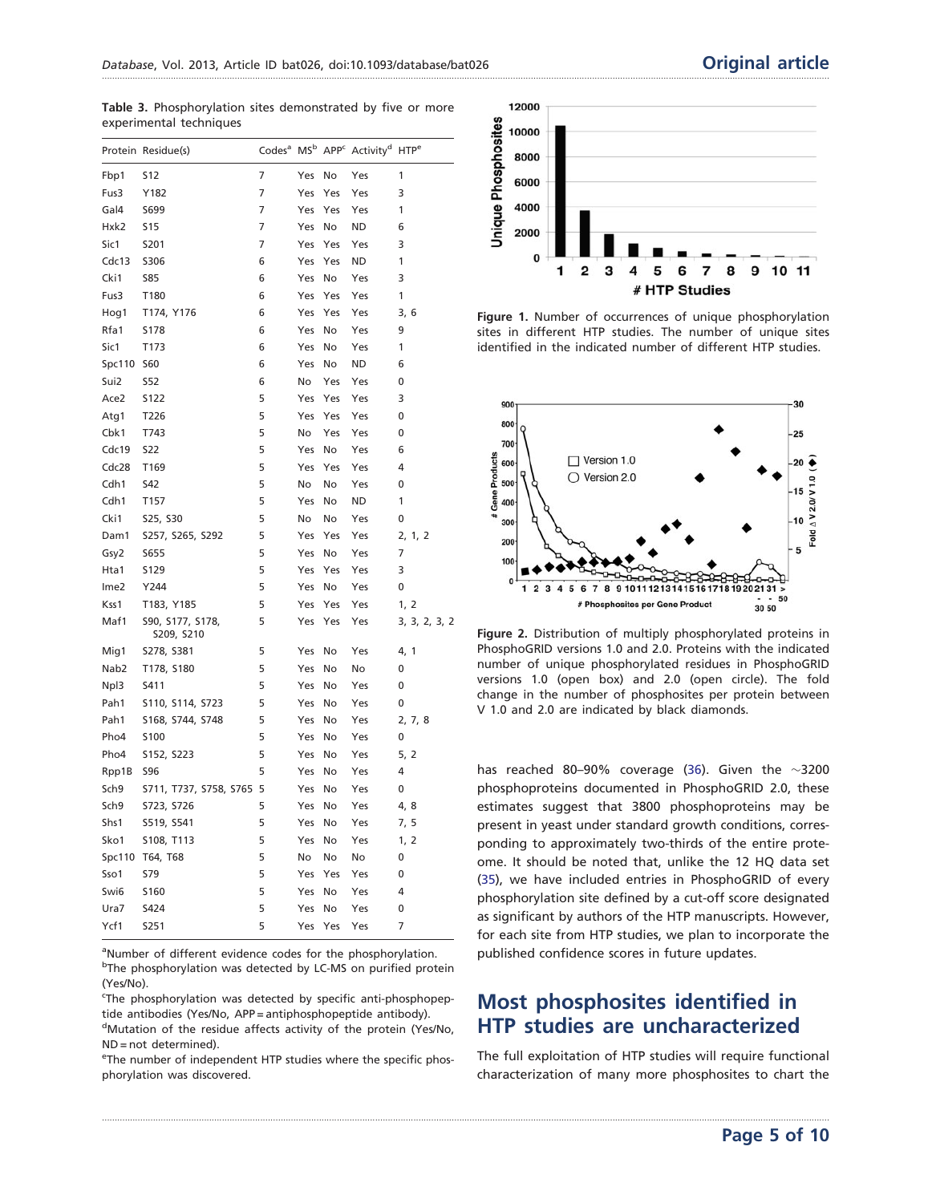**Table 3.** Phosphorylation sites demonstrated by five or more experimental techniques

| Protein | Residue(s) | Codes[a] | MS[b] | APP[c] | Activity[d] | HTP[e] |
|---|---|---|---|---|---|---|
| Fbp1 | S12 | 7 | Yes | No | Yes | 1 |
| Fus3 | Y182 | 7 | Yes | Yes | Yes | 3 |
| Gal4 | S699 | 7 | Yes | Yes | Yes | 1 |
| Hxk2 | S15 | 7 | Yes | No | ND | 6 |
| Sic1 | S201 | 7 | Yes | Yes | Yes | 3 |
| Cdc13 | S306 | 6 | Yes | Yes | ND | 1 |
| Cki1 | S85 | 6 | Yes | No | Yes | 3 |
| Fus3 | T180 | 6 | Yes | Yes | Yes | 1 |
| Hog1 | T174, Y176 | 6 | Yes | Yes | Yes | 3, 6 |
| Rfa1 | S178 | 6 | Yes | No | Yes | 9 |
| Sic1 | T173 | 6 | Yes | No | Yes | 1 |
| Spc110 | S60 | 6 | Yes | No | ND | 6 |
| Sui2 | S52 | 6 | No | Yes | Yes | 0 |
| Ace2 | S122 | 5 | Yes | Yes | Yes | 3 |
| Atg1 | T226 | 5 | Yes | Yes | Yes | 0 |
| Cbk1 | T743 | 5 | No | Yes | Yes | 0 |
| Cdc19 | S22 | 5 | Yes | No | Yes | 6 |
| Cdc28 | T169 | 5 | Yes | Yes | Yes | 4 |
| Cdh1 | S42 | 5 | No | No | Yes | 0 |
| Cdh1 | T157 | 5 | Yes | No | ND | 1 |
| Cki1 | S25, S30 | 5 | No | No | Yes | 0 |
| Dam1 | S257, S265, S292 | 5 | Yes | Yes | Yes | 2, 1, 2 |
| Gsy2 | S655 | 5 | Yes | No | Yes | 7 |
| Hta1 | S129 | 5 | Yes | Yes | Yes | 3 |
| Ime2 | Y244 | 5 | Yes | No | Yes | 0 |
| Kss1 | T183, Y185 | 5 | Yes | Yes | Yes | 1, 2 |
| Maf1 | S90, S177, S178, S209, S210 | 5 | Yes | Yes | Yes | 3, 3, 2, 3, 2 |
| Mig1 | S278, S381 | 5 | Yes | No | Yes | 4, 1 |
| Nab2 | T178, S180 | 5 | Yes | No | No | 0 |
| Npl3 | S411 | 5 | Yes | No | Yes | 0 |
| Pah1 | S110, S114, S723 | 5 | Yes | No | Yes | 0 |
| Pah1 | S168, S744, S748 | 5 | Yes | No | Yes | 2, 7, 8 |
| Pho4 | S100 | 5 | Yes | No | Yes | 0 |
| Pho4 | S152, S223 | 5 | Yes | No | Yes | 5, 2 |
| Rpp1B | S96 | 5 | Yes | No | Yes | 4 |
| Sch9 | S711, T737, S758, S765 | 5 | Yes | No | Yes | 0 |
| Sch9 | S723, S726 | 5 | Yes | No | Yes | 4, 8 |
| Shs1 | S519, S541 | 5 | Yes | No | Yes | 7, 5 |
| Sko1 | S108, T113 | 5 | Yes | No | Yes | 1, 2 |
| Spc110 | T64, T68 | 5 | No | No | No | 0 |
| Sso1 | S79 | 5 | Yes | Yes | Yes | 0 |
| Swi6 | S160 | 5 | Yes | No | Yes | 4 |
| Ura7 | S424 | 5 | Yes | No | Yes | 0 |
| Ycf1 | S251 | 5 | Yes | Yes | Yes | 7 |

[a]Number of different evidence codes for the phosphorylation.
[b]The phosphorylation was detected by LC-MS on purified protein (Yes/No).
[c]The phosphorylation was detected by specific anti-phosphopeptide antibodies (Yes/No, APP = antiphosphopeptide antibody).
[d]Mutation of the residue affects activity of the protein (Yes/No, ND = not determined).
[e]The number of independent HTP studies where the specific phosphorylation was discovered.

**Figure 1.** Number of occurrences of unique phosphorylation sites in different HTP studies. The number of unique sites identified in the indicated number of different HTP studies.

**Figure 2.** Distribution of multiply phosphorylated proteins in PhosphoGRID versions 1.0 and 2.0. Proteins with the indicated number of unique phosphorylated residues in PhosphoGRID versions 1.0 (open box) and 2.0 (open circle). The fold change in the number of phosphosites per protein between V 1.0 and 2.0 are indicated by black diamonds.

has reached 80–90% coverage (36). Given the ~3200 phosphoproteins documented in PhosphoGRID 2.0, these estimates suggest that 3800 phosphoproteins may be present in yeast under standard growth conditions, corresponding to approximately two-thirds of the entire proteome. It should be noted that, unlike the 12 HQ data set (35), we have included entries in PhosphoGRID of every phosphorylation site defined by a cut-off score designated as significant by authors of the HTP manuscripts. However, for each site from HTP studies, we plan to incorporate the published confidence scores in future updates.

## Most phosphosites identified in HTP studies are uncharacterized

The full exploitation of HTP studies will require functional characterization of many more phosphosites to chart the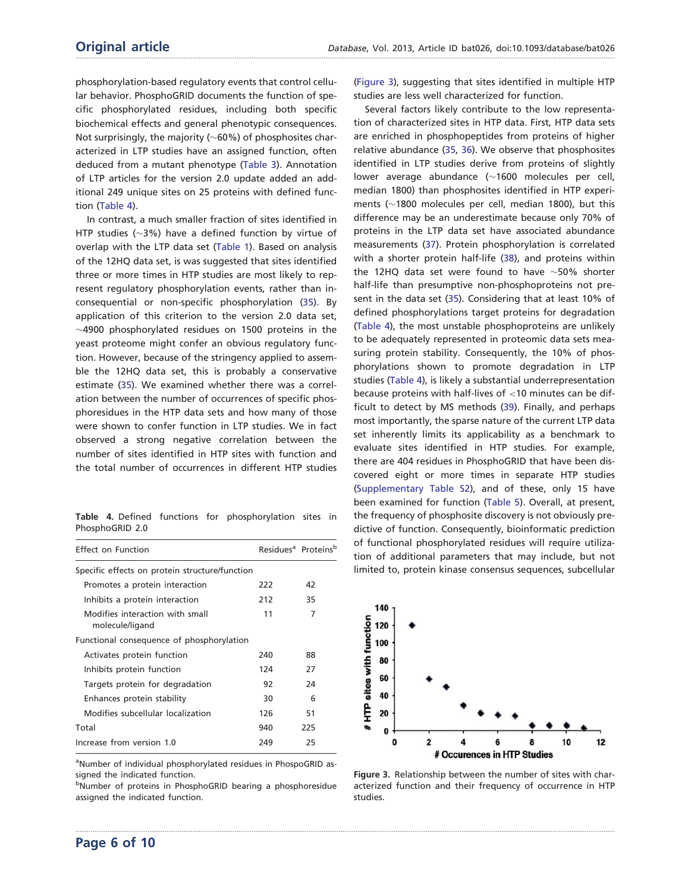phosphorylation-based regulatory events that control cellular behavior. PhosphoGRID documents the function of specific phosphorylated residues, including both specific biochemical effects and general phenotypic consequences. Not surprisingly, the majority (~60%) of phosphosites characterized in LTP studies have an assigned function, often deduced from a mutant phenotype (Table 3). Annotation of LTP articles for the version 2.0 update added an additional 249 unique sites on 25 proteins with defined function (Table 4).

In contrast, a much smaller fraction of sites identified in HTP studies (~3%) have a defined function by virtue of overlap with the LTP data set (Table 1). Based on analysis of the 12HQ data set, is was suggested that sites identified three or more times in HTP studies are most likely to represent regulatory phosphorylation events, rather than inconsequential or non-specific phosphorylation (35). By application of this criterion to the version 2.0 data set, ~4900 phosphorylated residues on 1500 proteins in the yeast proteome might confer an obvious regulatory function. However, because of the stringency applied to assemble the 12HQ data set, this is probably a conservative estimate (35). We examined whether there was a correlation between the number of occurrences of specific phosphoresidues in the HTP data sets and how many of those were shown to confer function in LTP studies. We in fact observed a strong negative correlation between the number of sites identified in HTP sites with function and the total number of occurrences in different HTP studies (Figure 3), suggesting that sites identified in multiple HTP studies are less well characterized for function.

**Table 4.** Defined functions for phosphorylation sites in PhosphoGRID 2.0

| Effect on Function | Residues[a] | Proteins[b] |
|---|---|---|
| Specific effects on protein structure/function | | |
| Promotes a protein interaction | 222 | 42 |
| Inhibits a protein interaction | 212 | 35 |
| Modifies interaction with small molecule/ligand | 11 | 7 |
| Functional consequence of phosphorylation | | |
| Activates protein function | 240 | 88 |
| Inhibits protein function | 124 | 27 |
| Targets protein for degradation | 92 | 24 |
| Enhances protein stability | 30 | 6 |
| Modifies subcellular localization | 126 | 51 |
| Total | 940 | 225 |
| Increase from version 1.0 | 249 | 25 |

[a]Number of individual phosphorylated residues in PhospoGRID assigned the indicated function.
[b]Number of proteins in PhosphoGRID bearing a phosphoresidue assigned the indicated function.

Several factors likely contribute to the low representation of characterized sites in HTP data. First, HTP data sets are enriched in phosphopeptides from proteins of higher relative abundance (35, 36). We observe that phosphosites identified in LTP studies derive from proteins of slightly lower average abundance (~1600 molecules per cell, median 1800) than phosphosites identified in HTP experiments (~1800 molecules per cell, median 1800), but this difference may be an underestimate because only 70% of proteins in the LTP data set have associated abundance measurements (37). Protein phosphorylation is correlated with a shorter protein half-life (38), and proteins within the 12HQ data set were found to have ~50% shorter half-life than presumptive non-phosphoproteins not present in the data set (35). Considering that at least 10% of defined phosphorylations target proteins for degradation (Table 4), the most unstable phosphoproteins are unlikely to be adequately represented in proteomic data sets measuring protein stability. Consequently, the 10% of phosphorylations shown to promote degradation in LTP studies (Table 4), is likely a substantial underrepresentation because proteins with half-lives of <10 minutes can be difficult to detect by MS methods (39). Finally, and perhaps most importantly, the sparse nature of the current LTP data set inherently limits its applicability as a benchmark to evaluate sites identified in HTP studies. For example, there are 404 residues in PhosphoGRID that have been discovered eight or more times in separate HTP studies (Supplementary Table S2), and of these, only 15 have been examined for function (Table 5). Overall, at present, the frequency of phosphosite discovery is not obviously predictive of function. Consequently, bioinformatic prediction of functional phosphorylated residues will require utilization of additional parameters that may include, but not limited to, protein kinase consensus sequences, subcellular

**Figure 3.** Relationship between the number of sites with characterized function and their frequency of occurrence in HTP studies.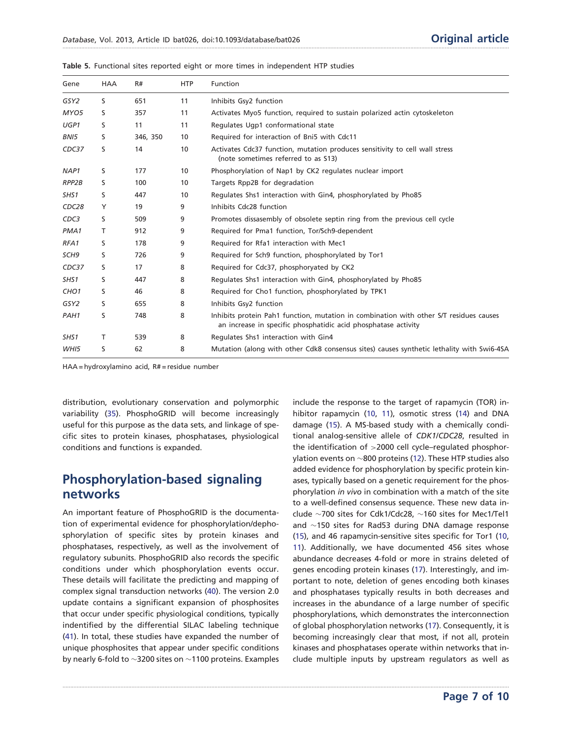**Table 5.** Functional sites reported eight or more times in independent HTP studies

| Gene | HAA | R# | HTP | Function |
|---|---|---|---|---|
| *GSY2* | S | 651 | 11 | Inhibits Gsy2 function |
| *MYO5* | S | 357 | 11 | Activates Myo5 function, required to sustain polarized actin cytoskeleton |
| *UGP1* | S | 11 | 11 | Regulates Ugp1 conformational state |
| *BNI5* | S | 346, 350 | 10 | Required for interaction of Bni5 with Cdc11 |
| *CDC37* | S | 14 | 10 | Activates Cdc37 function, mutation produces sensitivity to cell wall stress (note sometimes referred to as S13) |
| *NAP1* | S | 177 | 10 | Phosphorylation of Nap1 by CK2 regulates nuclear import |
| *RPP2B* | S | 100 | 10 | Targets Rpp2B for degradation |
| *SHS1* | S | 447 | 10 | Regulates Shs1 interaction with Gin4, phosphorylated by Pho85 |
| *CDC28* | Y | 19 | 9 | Inhibits Cdc28 function |
| *CDC3* | S | 509 | 9 | Promotes dissasembly of obsolete septin ring from the previous cell cycle |
| *PMA1* | T | 912 | 9 | Required for Pma1 function, Tor/Sch9-dependent |
| *RFA1* | S | 178 | 9 | Required for Rfa1 interaction with Mec1 |
| *SCH9* | S | 726 | 9 | Required for Sch9 function, phosphorylated by Tor1 |
| *CDC37* | S | 17 | 8 | Required for Cdc37, phosphoryated by CK2 |
| *SHS1* | S | 447 | 8 | Regulates Shs1 interaction with Gin4, phosphorylated by Pho85 |
| *CHO1* | S | 46 | 8 | Required for Cho1 function, phosphorylated by TPK1 |
| *GSY2* | S | 655 | 8 | Inhibits Gsy2 function |
| *PAH1* | S | 748 | 8 | Inhibits protein Pah1 function, mutation in combination with other S/T residues causes an increase in specific phosphatidic acid phosphatase activity |
| *SHS1* | T | 539 | 8 | Regulates Shs1 interaction with Gin4 |
| *WHI5* | S | 62 | 8 | Mutation (along with other Cdk8 consensus sites) causes synthetic lethality with Swi6-4SA |

HAA = hydroxylamino acid, R# = residue number

distribution, evolutionary conservation and polymorphic variability (35). PhosphoGRID will become increasingly useful for this purpose as the data sets, and linkage of specific sites to protein kinases, phosphatases, physiological conditions and functions is expanded.

## Phosphorylation-based signaling networks

An important feature of PhosphoGRID is the documentation of experimental evidence for phosphorylation/dephosphorylation of specific sites by protein kinases and phosphatases, respectively, as well as the involvement of regulatory subunits. PhosphoGRID also records the specific conditions under which phosphorylation events occur. These details will facilitate the predicting and mapping of complex signal transduction networks (40). The version 2.0 update contains a significant expansion of phosphosites that occur under specific physiological conditions, typically indentified by the differential SILAC labeling technique (41). In total, these studies have expanded the number of unique phosphosites that appear under specific conditions by nearly 6-fold to ~3200 sites on ~1100 proteins. Examples include the response to the target of rapamycin (TOR) inhibitor rapamycin (10, 11), osmotic stress (14) and DNA damage (15). A MS-based study with a chemically conditional analog-sensitive allele of *CDK1/CDC28*, resulted in the identification of >2000 cell cycle–regulated phosphorylation events on ~800 proteins (12). These HTP studies also added evidence for phosphorylation by specific protein kinases, typically based on a genetic requirement for the phosphorylation *in vivo* in combination with a match of the site to a well-defined consensus sequence. These new data include ~700 sites for Cdk1/Cdc28, ~160 sites for Mec1/Tel1 and ~150 sites for Rad53 during DNA damage response (15), and 46 rapamycin-sensitive sites specific for Tor1 (10, 11). Additionally, we have documented 456 sites whose abundance decreases 4-fold or more in strains deleted of genes encoding protein kinases (17). Interestingly, and important to note, deletion of genes encoding both kinases and phosphatases typically results in both decreases and increases in the abundance of a large number of specific phosphorylations, which demonstrates the interconnection of global phosphorylation networks (17). Consequently, it is becoming increasingly clear that most, if not all, protein kinases and phosphatases operate within networks that include multiple inputs by upstream regulators as well as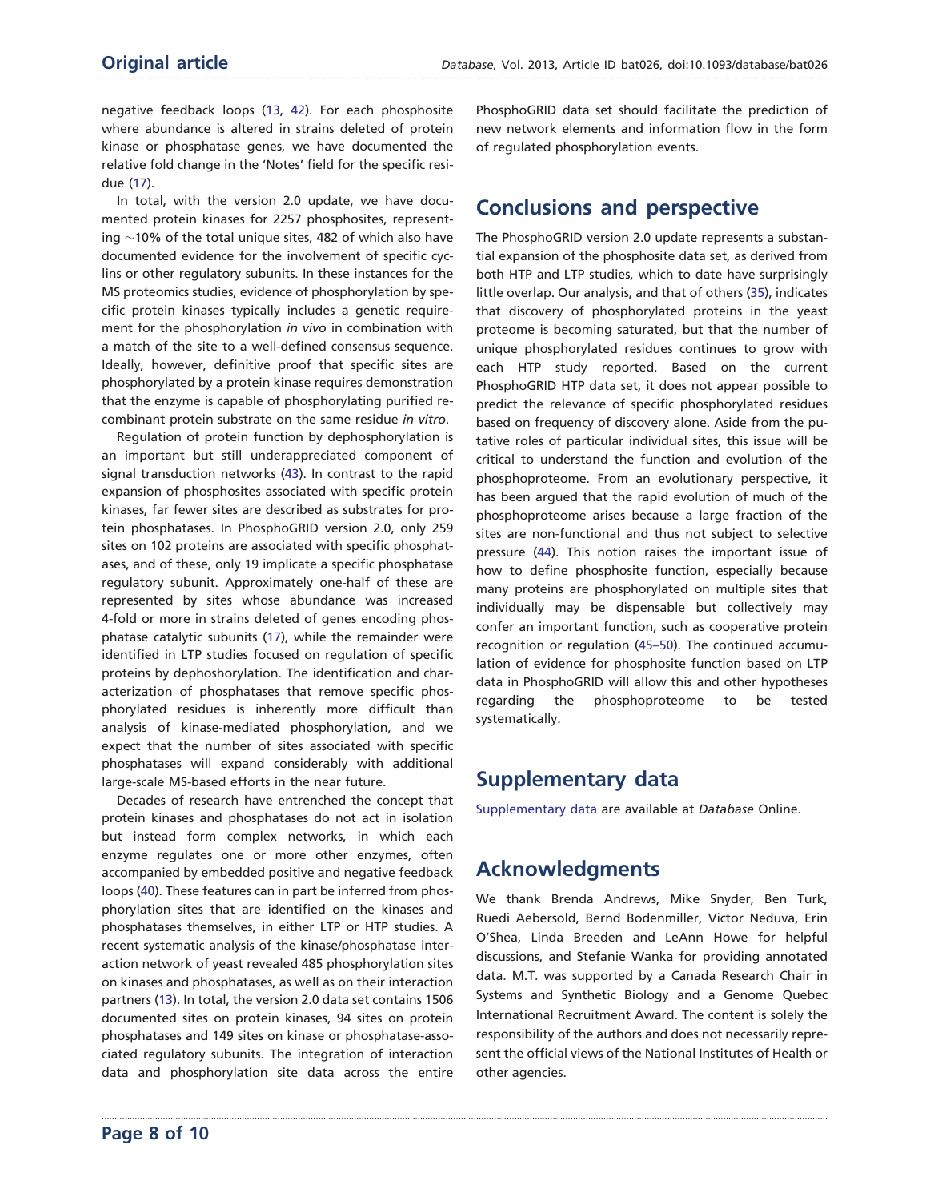negative feedback loops (13, 42). For each phosphosite where abundance is altered in strains deleted of protein kinase or phosphatase genes, we have documented the relative fold change in the 'Notes' field for the specific residue (17).

In total, with the version 2.0 update, we have documented protein kinases for 2257 phosphosites, representing ~10% of the total unique sites, 482 of which also have documented evidence for the involvement of specific cyclins or other regulatory subunits. In these instances for the MS proteomics studies, evidence of phosphorylation by specific protein kinases typically includes a genetic requirement for the phosphorylation *in vivo* in combination with a match of the site to a well-defined consensus sequence. Ideally, however, definitive proof that specific sites are phosphorylated by a protein kinase requires demonstration that the enzyme is capable of phosphorylating purified recombinant protein substrate on the same residue *in vitro*.

Regulation of protein function by dephosphorylation is an important but still underappreciated component of signal transduction networks (43). In contrast to the rapid expansion of phosphosites associated with specific protein kinases, far fewer sites are described as substrates for protein phosphatases. In PhosphoGRID version 2.0, only 259 sites on 102 proteins are associated with specific phosphatases, and of these, only 19 implicate a specific phosphatase regulatory subunit. Approximately one-half of these are represented by sites whose abundance was increased 4-fold or more in strains deleted of genes encoding phosphatase catalytic subunits (17), while the remainder were identified in LTP studies focused on regulation of specific proteins by dephoshorylation. The identification and characterization of phosphatases that remove specific phosphorylated residues is inherently more difficult than analysis of kinase-mediated phosphorylation, and we expect that the number of sites associated with specific phosphatases will expand considerably with additional large-scale MS-based efforts in the near future.

Decades of research have entrenched the concept that protein kinases and phosphatases do not act in isolation but instead form complex networks, in which each enzyme regulates one or more other enzymes, often accompanied by embedded positive and negative feedback loops (40). These features can in part be inferred from phosphorylation sites that are identified on the kinases and phosphatases themselves, in either LTP or HTP studies. A recent systematic analysis of the kinase/phosphatase interaction network of yeast revealed 485 phosphorylation sites on kinases and phosphatases, as well as on their interaction partners (13). In total, the version 2.0 data set contains 1506 documented sites on protein kinases, 94 sites on protein phosphatases and 149 sites on kinase or phosphatase-associated regulatory subunits. The integration of interaction data and phosphorylation site data across the entire PhosphoGRID data set should facilitate the prediction of new network elements and information flow in the form of regulated phosphorylation events.

## Conclusions and perspective

The PhosphoGRID version 2.0 update represents a substantial expansion of the phosphosite data set, as derived from both HTP and LTP studies, which to date have surprisingly little overlap. Our analysis, and that of others (35), indicates that discovery of phosphorylated proteins in the yeast proteome is becoming saturated, but that the number of unique phosphorylated residues continues to grow with each HTP study reported. Based on the current PhosphoGRID HTP data set, it does not appear possible to predict the relevance of specific phosphorylated residues based on frequency of discovery alone. Aside from the putative roles of particular individual sites, this issue will be critical to understand the function and evolution of the phosphoproteome. From an evolutionary perspective, it has been argued that the rapid evolution of much of the phosphoproteome arises because a large fraction of the sites are non-functional and thus not subject to selective pressure (44). This notion raises the important issue of how to define phosphosite function, especially because many proteins are phosphorylated on multiple sites that individually may be dispensable but collectively may confer an important function, such as cooperative protein recognition or regulation (45–50). The continued accumulation of evidence for phosphosite function based on LTP data in PhosphoGRID will allow this and other hypotheses regarding the phosphoproteome to be tested systematically.

## Supplementary data

Supplementary data are available at *Database* Online.

## Acknowledgments

We thank Brenda Andrews, Mike Snyder, Ben Turk, Ruedi Aebersold, Bernd Bodenmiller, Victor Neduva, Erin O'Shea, Linda Breeden and LeAnn Howe for helpful discussions, and Stefanie Wanka for providing annotated data. M.T. was supported by a Canada Research Chair in Systems and Synthetic Biology and a Genome Quebec International Recruitment Award. The content is solely the responsibility of the authors and does not necessarily represent the official views of the National Institutes of Health or other agencies.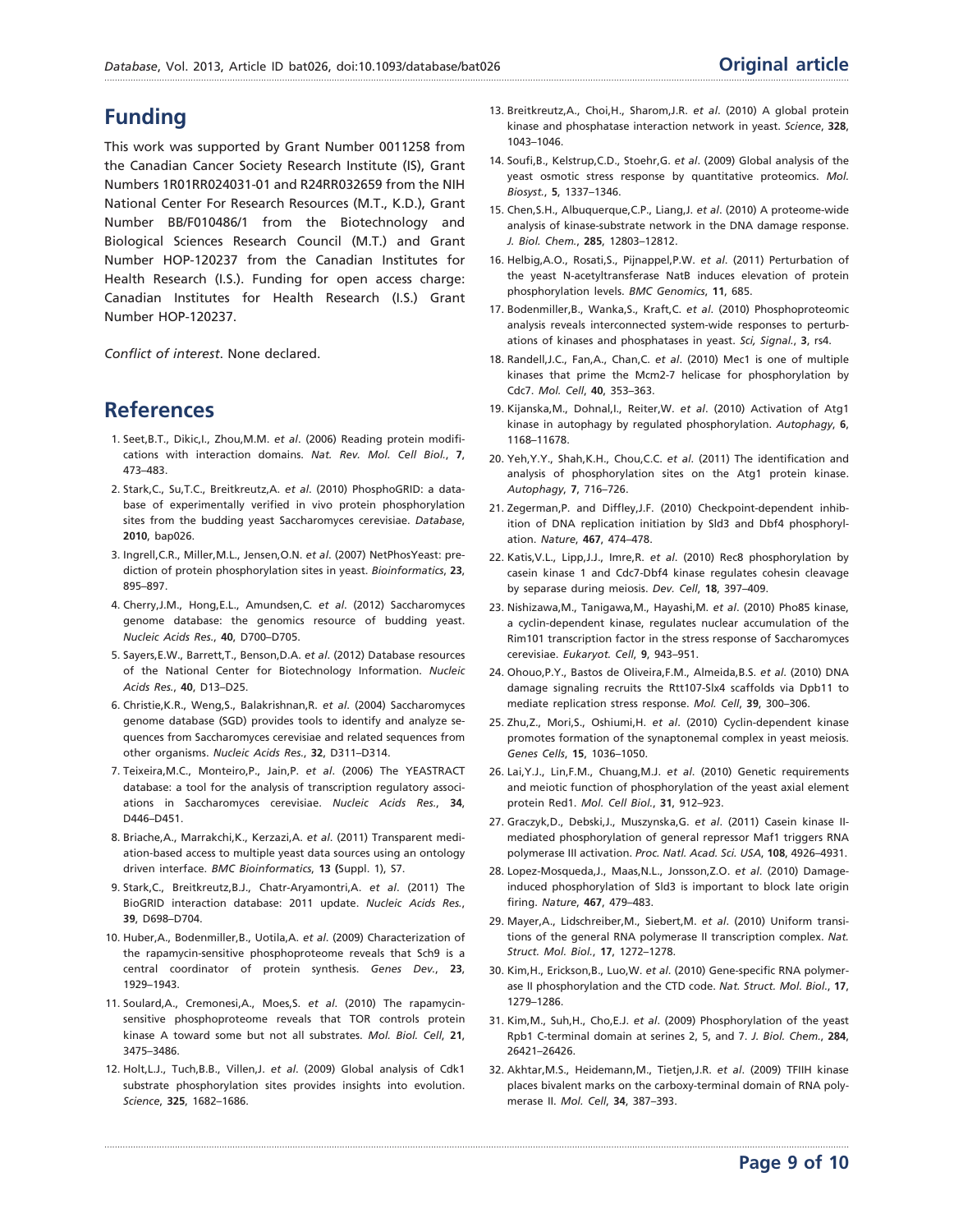## Funding

This work was supported by Grant Number 0011258 from the Canadian Cancer Society Research Institute (IS), Grant Numbers 1R01RR024031-01 and R24RR032659 from the NIH National Center For Research Resources (M.T., K.D.), Grant Number BB/F010486/1 from the Biotechnology and Biological Sciences Research Council (M.T.) and Grant Number HOP-120237 from the Canadian Institutes for Health Research (I.S.). Funding for open access charge: Canadian Institutes for Health Research (I.S.) Grant Number HOP-120237.

*Conflict of interest*. None declared.

## References

1. Seet,B.T., Dikic,I., Zhou,M.M. *et al*. (2006) Reading protein modifications with interaction domains. *Nat. Rev. Mol. Cell Biol.*, **7**, 473–483.
2. Stark,C., Su,T.C., Breitkreutz,A. *et al*. (2010) PhosphoGRID: a database of experimentally verified in vivo protein phosphorylation sites from the budding yeast Saccharomyces cerevisiae. *Database*, **2010**, bap026.
3. Ingrell,C.R., Miller,M.L., Jensen,O.N. *et al*. (2007) NetPhosYeast: prediction of protein phosphorylation sites in yeast. *Bioinformatics*, **23**, 895–897.
4. Cherry,J.M., Hong,E.L., Amundsen,C. *et al*. (2012) Saccharomyces genome database: the genomics resource of budding yeast. *Nucleic Acids Res.*, **40**, D700–D705.
5. Sayers,E.W., Barrett,T., Benson,D.A. *et al*. (2012) Database resources of the National Center for Biotechnology Information. *Nucleic Acids Res.*, **40**, D13–D25.
6. Christie,K.R., Weng,S., Balakrishnan,R. *et al*. (2004) Saccharomyces genome database (SGD) provides tools to identify and analyze sequences from Saccharomyces cerevisiae and related sequences from other organisms. *Nucleic Acids Res.*, **32**, D311–D314.
7. Teixeira,M.C., Monteiro,P., Jain,P. *et al*. (2006) The YEASTRACT database: a tool for the analysis of transcription regulatory associations in Saccharomyces cerevisiae. *Nucleic Acids Res.*, **34**, D446–D451.
8. Briache,A., Marrakchi,K., Kerzazi,A. *et al*. (2011) Transparent mediation-based access to multiple yeast data sources using an ontology driven interface. *BMC Bioinformatics*, **13 (**Suppl. 1), S7.
9. Stark,C., Breitkreutz,B.J., Chatr-Aryamontri,A. *et al*. (2011) The BioGRID interaction database: 2011 update. *Nucleic Acids Res.*, **39**, D698–D704.
10. Huber,A., Bodenmiller,B., Uotila,A. *et al*. (2009) Characterization of the rapamycin-sensitive phosphoproteome reveals that Sch9 is a central coordinator of protein synthesis. *Genes Dev.*, **23**, 1929–1943.
11. Soulard,A., Cremonesi,A., Moes,S. *et al*. (2010) The rapamycin-sensitive phosphoproteome reveals that TOR controls protein kinase A toward some but not all substrates. *Mol. Biol. Cell*, **21**, 3475–3486.
12. Holt,L.J., Tuch,B.B., Villen,J. *et al*. (2009) Global analysis of Cdk1 substrate phosphorylation sites provides insights into evolution. *Science*, **325**, 1682–1686.
13. Breitkreutz,A., Choi,H., Sharom,J.R. *et al*. (2010) A global protein kinase and phosphatase interaction network in yeast. *Science*, **328**, 1043–1046.
14. Soufi,B., Kelstrup,C.D., Stoehr,G. *et al*. (2009) Global analysis of the yeast osmotic stress response by quantitative proteomics. *Mol. Biosyst.*, **5**, 1337–1346.
15. Chen,S.H., Albuquerque,C.P., Liang,J. *et al*. (2010) A proteome-wide analysis of kinase-substrate network in the DNA damage response. *J. Biol. Chem.*, **285**, 12803–12812.
16. Helbig,A.O., Rosati,S., Pijnappel,P.W. *et al*. (2011) Perturbation of the yeast N-acetyltransferase NatB induces elevation of protein phosphorylation levels. *BMC Genomics*, **11**, 685.
17. Bodenmiller,B., Wanka,S., Kraft,C. *et al*. (2010) Phosphoproteomic analysis reveals interconnected system-wide responses to perturbations of kinases and phosphatases in yeast. *Sci, Signal.*, **3**, rs4.
18. Randell,J.C., Fan,A., Chan,C. *et al*. (2010) Mec1 is one of multiple kinases that prime the Mcm2-7 helicase for phosphorylation by Cdc7. *Mol. Cell*, **40**, 353–363.
19. Kijanska,M., Dohnal,I., Reiter,W. *et al*. (2010) Activation of Atg1 kinase in autophagy by regulated phosphorylation. *Autophagy*, **6**, 1168–11678.
20. Yeh,Y.Y., Shah,K.H., Chou,C.C. *et al*. (2011) The identification and analysis of phosphorylation sites on the Atg1 protein kinase. *Autophagy*, **7**, 716–726.
21. Zegerman,P. and Diffley,J.F. (2010) Checkpoint-dependent inhibition of DNA replication initiation by Sld3 and Dbf4 phosphorylation. *Nature*, **467**, 474–478.
22. Katis,V.L., Lipp,J.J., Imre,R. *et al*. (2010) Rec8 phosphorylation by casein kinase 1 and Cdc7-Dbf4 kinase regulates cohesin cleavage by separase during meiosis. *Dev. Cell*, **18**, 397–409.
23. Nishizawa,M., Tanigawa,M., Hayashi,M. *et al*. (2010) Pho85 kinase, a cyclin-dependent kinase, regulates nuclear accumulation of the Rim101 transcription factor in the stress response of Saccharomyces cerevisiae. *Eukaryot. Cell*, **9**, 943–951.
24. Ohouo,P.Y., Bastos de Oliveira,F.M., Almeida,B.S. *et al*. (2010) DNA damage signaling recruits the Rtt107-Slx4 scaffolds via Dpb11 to mediate replication stress response. *Mol. Cell*, **39**, 300–306.
25. Zhu,Z., Mori,S., Oshiumi,H. *et al*. (2010) Cyclin-dependent kinase promotes formation of the synaptonemal complex in yeast meiosis. *Genes Cells*, **15**, 1036–1050.
26. Lai,Y.J., Lin,F.M., Chuang,M.J. *et al*. (2010) Genetic requirements and meiotic function of phosphorylation of the yeast axial element protein Red1. *Mol. Cell Biol.*, **31**, 912–923.
27. Graczyk,D., Debski,J., Muszynska,G. *et al*. (2011) Casein kinase II-mediated phosphorylation of general repressor Maf1 triggers RNA polymerase III activation. *Proc. Natl. Acad. Sci. USA*, **108**, 4926–4931.
28. Lopez-Mosqueda,J., Maas,N.L., Jonsson,Z.O. *et al*. (2010) Damage-induced phosphorylation of Sld3 is important to block late origin firing. *Nature*, **467**, 479–483.
29. Mayer,A., Lidschreiber,M., Siebert,M. *et al*. (2010) Uniform transitions of the general RNA polymerase II transcription complex. *Nat. Struct. Mol. Biol.*, **17**, 1272–1278.
30. Kim,H., Erickson,B., Luo,W. *et al*. (2010) Gene-specific RNA polymerase II phosphorylation and the CTD code. *Nat. Struct. Mol. Biol.*, **17**, 1279–1286.
31. Kim,M., Suh,H., Cho,E.J. *et al*. (2009) Phosphorylation of the yeast Rpb1 C-terminal domain at serines 2, 5, and 7. *J. Biol. Chem.*, **284**, 26421–26426.
32. Akhtar,M.S., Heidemann,M., Tietjen,J.R. *et al*. (2009) TFIIH kinase places bivalent marks on the carboxy-terminal domain of RNA polymerase II. *Mol. Cell*, **34**, 387–393.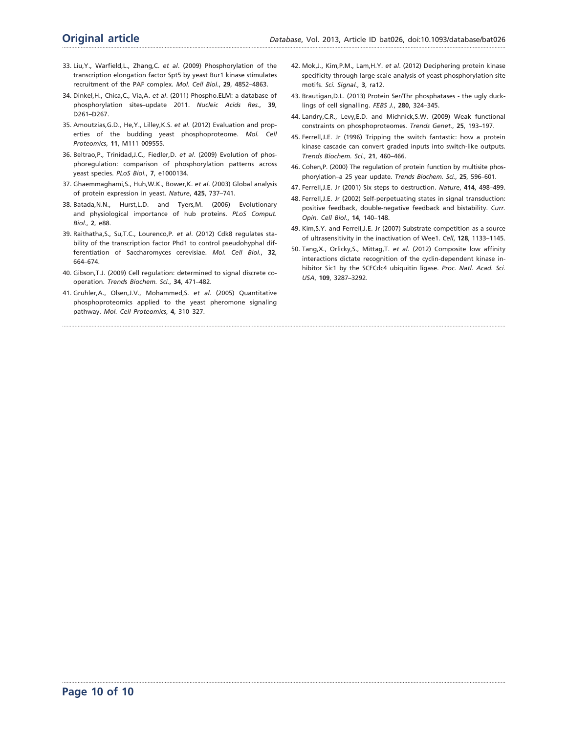33. Liu,Y., Warfield,L., Zhang,C. *et al*. (2009) Phosphorylation of the transcription elongation factor Spt5 by yeast Bur1 kinase stimulates recruitment of the PAF complex. *Mol. Cell Biol.*, **29**, 4852–4863.
34. Dinkel,H., Chica,C., Via,A. *et al*. (2011) Phospho.ELM: a database of phosphorylation sites–update 2011. *Nucleic Acids Res.*, **39**, D261–D267.
35. Amoutzias,G.D., He,Y., Lilley,K.S. *et al*. (2012) Evaluation and properties of the budding yeast phosphoproteome. *Mol. Cell Proteomics*, **11**, M111 009555.
36. Beltrao,P., Trinidad,J.C., Fiedler,D. *et al*. (2009) Evolution of phosphoregulation: comparison of phosphorylation patterns across yeast species. *PLoS Biol.*, **7**, e1000134.
37. Ghaemmaghami,S., Huh,W.K., Bower,K. *et al*. (2003) Global analysis of protein expression in yeast. *Nature*, **425**, 737–741.
38. Batada,N.N., Hurst,L.D. and Tyers,M. (2006) Evolutionary and physiological importance of hub proteins. *PLoS Comput. Biol.*, **2**, e88.
39. Raithatha,S., Su,T.C., Lourenco,P. *et al*. (2012) Cdk8 regulates stability of the transcription factor Phd1 to control pseudohyphal differentiation of Saccharomyces cerevisiae. *Mol. Cell Biol.*, **32**, 664–674.
40. Gibson,T.J. (2009) Cell regulation: determined to signal discrete cooperation. *Trends Biochem. Sci.*, **34**, 471–482.
41. Gruhler,A., Olsen,J.V., Mohammed,S. *et al*. (2005) Quantitative phosphoproteomics applied to the yeast pheromone signaling pathway. *Mol. Cell Proteomics*, **4**, 310–327.
42. Mok,J., Kim,P.M., Lam,H.Y. *et al*. (2012) Deciphering protein kinase specificity through large-scale analysis of yeast phosphorylation site motifs. *Sci. Signal.*, **3**, ra12.
43. Brautigan,D.L. (2013) Protein Ser/Thr phosphatases - the ugly ducklings of cell signalling. *FEBS J.*, **280**, 324–345.
44. Landry,C.R., Levy,E.D. and Michnick,S.W. (2009) Weak functional constraints on phosphoproteomes. *Trends Genet.*, **25**, 193–197.
45. Ferrell,J.E. Jr (1996) Tripping the switch fantastic: how a protein kinase cascade can convert graded inputs into switch-like outputs. *Trends Biochem. Sci.*, **21**, 460–466.
46. Cohen,P. (2000) The regulation of protein function by multisite phosphorylation–a 25 year update. *Trends Biochem. Sci.*, **25**, 596–601.
47. Ferrell,J.E. Jr (2001) Six steps to destruction. *Nature*, **414**, 498–499.
48. Ferrell,J.E. Jr (2002) Self-perpetuating states in signal transduction: positive feedback, double-negative feedback and bistability. *Curr. Opin. Cell Biol.*, **14**, 140–148.
49. Kim,S.Y. and Ferrell,J.E. Jr (2007) Substrate competition as a source of ultrasensitivity in the inactivation of Wee1. *Cell*, **128**, 1133–1145.
50. Tang,X., Orlicky,S., Mittag,T. *et al*. (2012) Composite low affinity interactions dictate recognition of the cyclin-dependent kinase inhibitor Sic1 by the SCFCdc4 ubiquitin ligase. *Proc. Natl. Acad. Sci. USA*, **109**, 3287–3292.